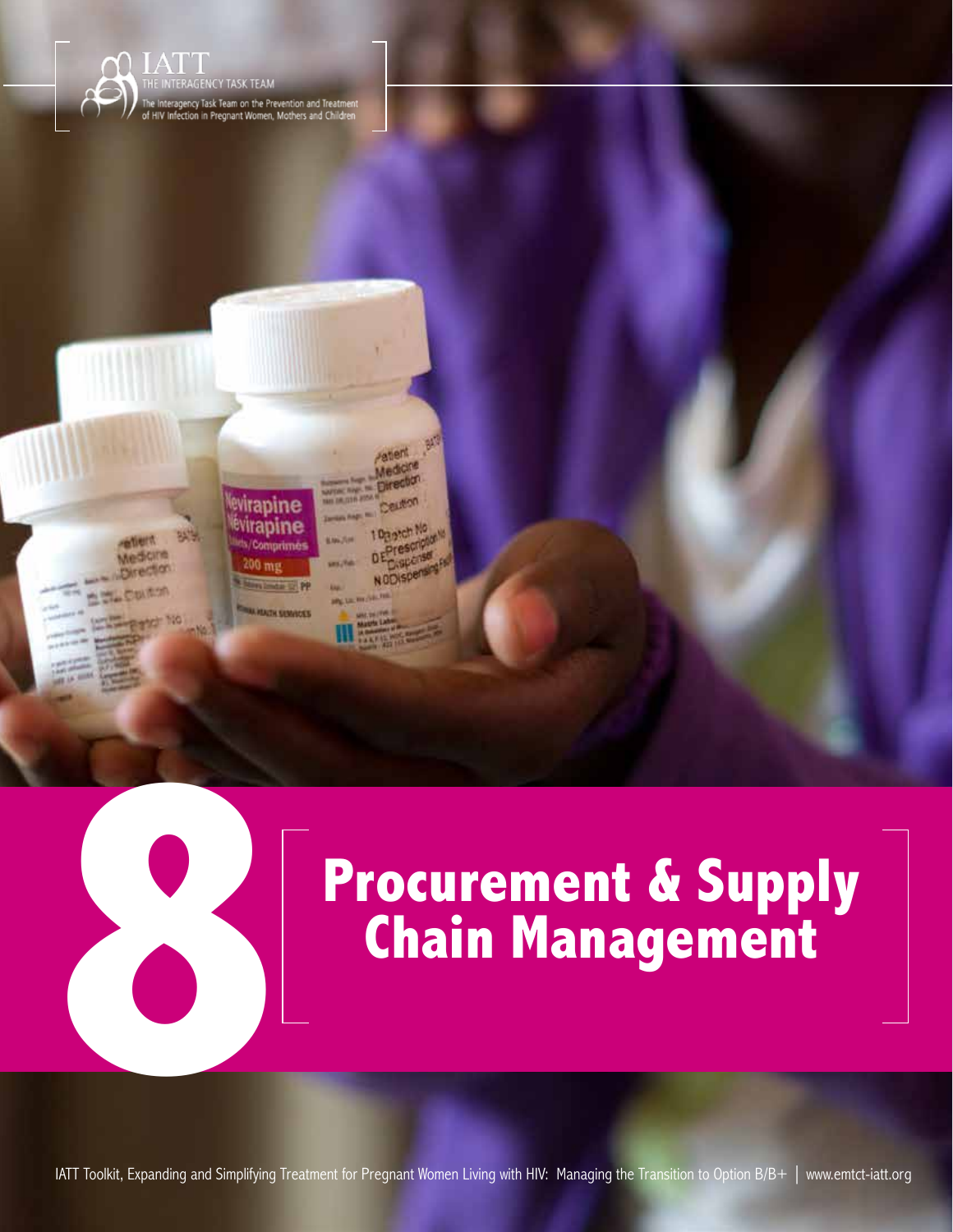IATT

THE INTERAGENCY TASK TEAM

The Interagency Task Team on the Prevention and Treatment of HIV Infection in Pregnant Women, Mothers and Children

# 8 Procurement & Supply Chain Management

IATT Toolkit, Expanding and Simplifying Treatment for Pregnant Women Living with HIV: Managing the Transition to Option B/B+ | www.emtct-iatt.org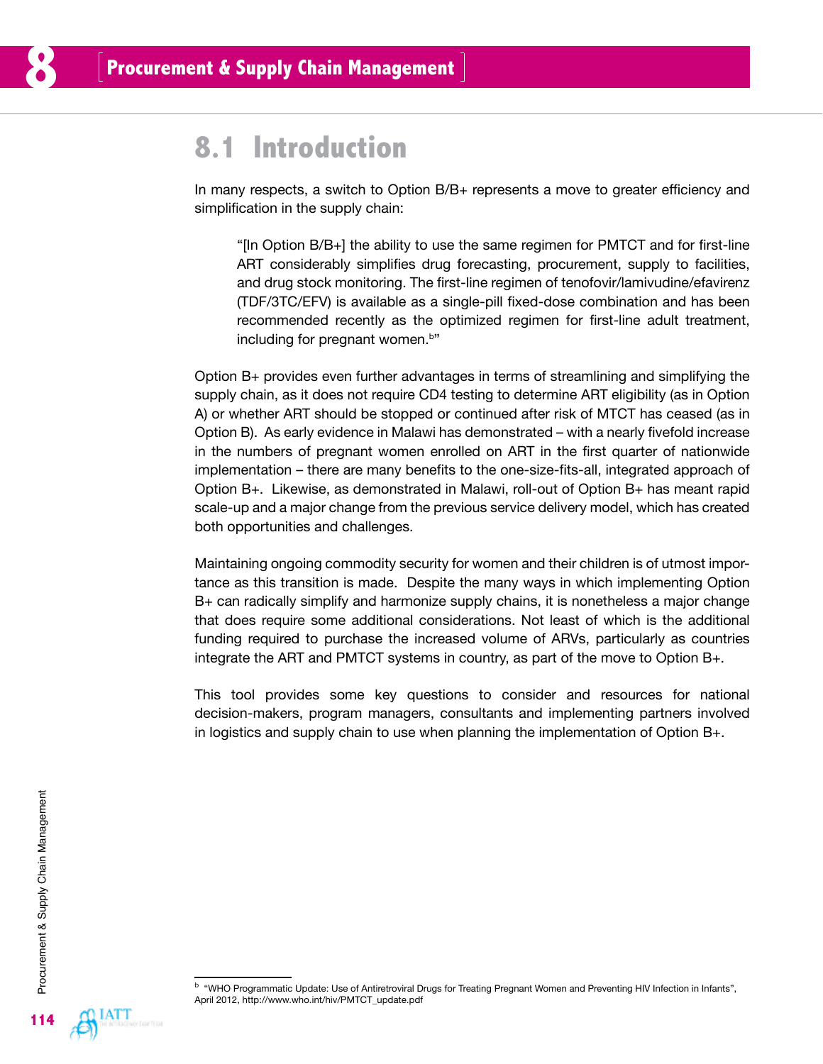# 8 Procurement & Supply Chain Management

## 8.1 Introduction

In many respects, a switch to Option B/B+ represents a move to greater efficiency and simplification in the supply chain:

> "[In Option B/B+] the ability to use the same regimen for PMTCT and for first-line ART considerably simplifies drug forecasting, procurement, supply to facilities, and drug stock monitoring. The first-line regimen of tenofovir/lamivudine/efavirenz (TDF/3TC/EFV) is available as a single-pill fixed-dose combination and has been recommended recently as the optimized regimen for first-line adult treatment, including for pregnant women.[b]"

Option B+ provides even further advantages in terms of streamlining and simplifying the supply chain, as it does not require CD4 testing to determine ART eligibility (as in Option A) or whether ART should be stopped or continued after risk of MTCT has ceased (as in Option B). As early evidence in Malawi has demonstrated – with a nearly fivefold increase in the numbers of pregnant women enrolled on ART in the first quarter of nationwide implementation – there are many benefits to the one-size-fits-all, integrated approach of Option B+. Likewise, as demonstrated in Malawi, roll-out of Option B+ has meant rapid scale-up and a major change from the previous service delivery model, which has created both opportunities and challenges.

Maintaining ongoing commodity security for women and their children is of utmost importance as this transition is made. Despite the many ways in which implementing Option B+ can radically simplify and harmonize supply chains, it is nonetheless a major change that does require some additional considerations. Not least of which is the additional funding required to purchase the increased volume of ARVs, particularly as countries integrate the ART and PMTCT systems in country, as part of the move to Option B+.

This tool provides some key questions to consider and resources for national decision-makers, program managers, consultants and implementing partners involved in logistics and supply chain to use when planning the implementation of Option B+.

[b] "WHO Programmatic Update: Use of Antiretroviral Drugs for Treating Pregnant Women and Preventing HIV Infection in Infants", April 2012, http://www.who.int/hiv/PMTCT_update.pdf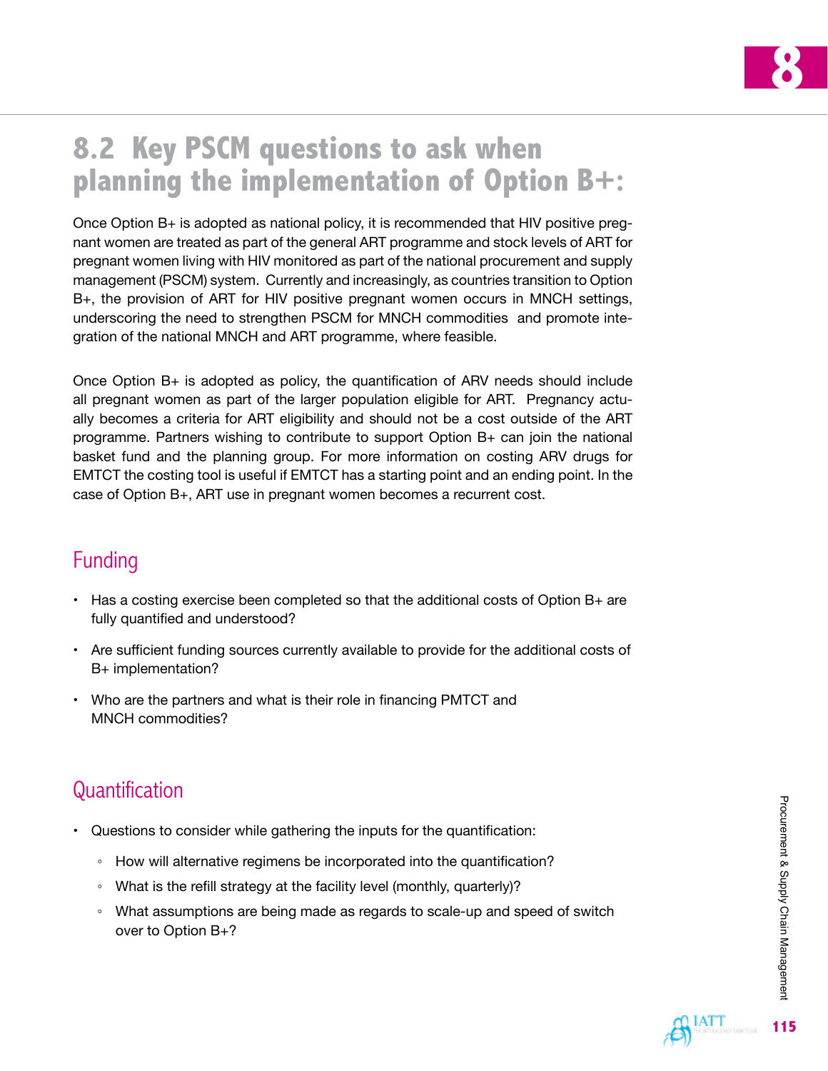## 8.2 Key PSCM questions to ask when planning the implementation of Option B+:

Once Option B+ is adopted as national policy, it is recommended that HIV positive pregnant women are treated as part of the general ART programme and stock levels of ART for pregnant women living with HIV monitored as part of the national procurement and supply management (PSCM) system. Currently and increasingly, as countries transition to Option B+, the provision of ART for HIV positive pregnant women occurs in MNCH settings, underscoring the need to strengthen PSCM for MNCH commodities and promote integration of the national MNCH and ART programme, where feasible.

Once Option B+ is adopted as policy, the quantification of ARV needs should include all pregnant women as part of the larger population eligible for ART. Pregnancy actually becomes a criteria for ART eligibility and should not be a cost outside of the ART programme. Partners wishing to contribute to support Option B+ can join the national basket fund and the planning group. For more information on costing ARV drugs for EMTCT the costing tool is useful if EMTCT has a starting point and an ending point. In the case of Option B+, ART use in pregnant women becomes a recurrent cost.

### Funding

- Has a costing exercise been completed so that the additional costs of Option B+ are fully quantified and understood?
- Are sufficient funding sources currently available to provide for the additional costs of B+ implementation?
- Who are the partners and what is their role in financing PMTCT and MNCH commodities?

### Quantification

- Questions to consider while gathering the inputs for the quantification:
  - How will alternative regimens be incorporated into the quantification?
  - What is the refill strategy at the facility level (monthly, quarterly)?
  - What assumptions are being made as regards to scale-up and speed of switch over to Option B+?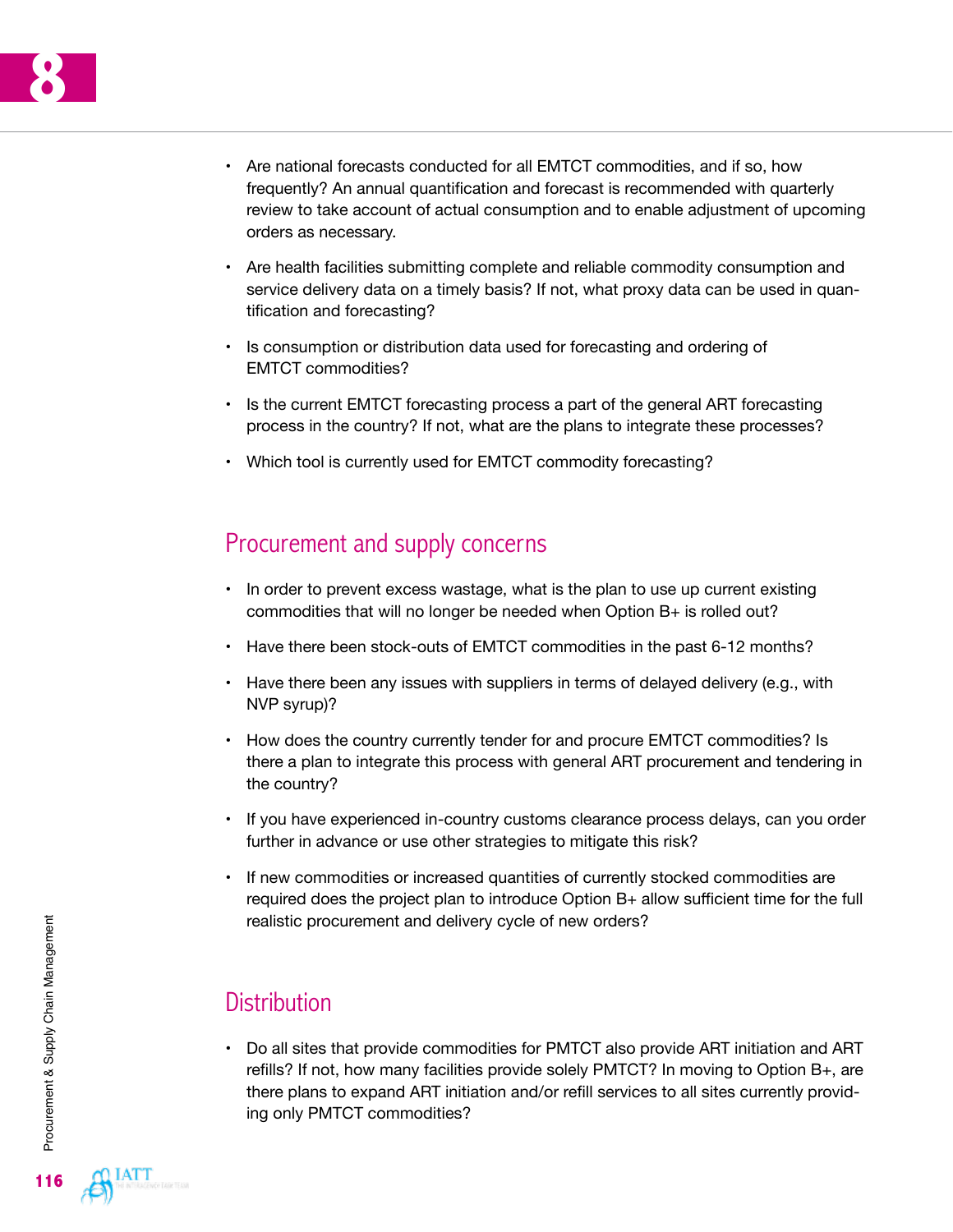- Are national forecasts conducted for all EMTCT commodities, and if so, how frequently? An annual quantification and forecast is recommended with quarterly review to take account of actual consumption and to enable adjustment of upcoming orders as necessary.
- Are health facilities submitting complete and reliable commodity consumption and service delivery data on a timely basis? If not, what proxy data can be used in quantification and forecasting?
- Is consumption or distribution data used for forecasting and ordering of EMTCT commodities?
- Is the current EMTCT forecasting process a part of the general ART forecasting process in the country? If not, what are the plans to integrate these processes?
- Which tool is currently used for EMTCT commodity forecasting?

## Procurement and supply concerns

- In order to prevent excess wastage, what is the plan to use up current existing commodities that will no longer be needed when Option B+ is rolled out?
- Have there been stock-outs of EMTCT commodities in the past 6-12 months?
- Have there been any issues with suppliers in terms of delayed delivery (e.g., with NVP syrup)?
- How does the country currently tender for and procure EMTCT commodities? Is there a plan to integrate this process with general ART procurement and tendering in the country?
- If you have experienced in-country customs clearance process delays, can you order further in advance or use other strategies to mitigate this risk?
- If new commodities or increased quantities of currently stocked commodities are required does the project plan to introduce Option B+ allow sufficient time for the full realistic procurement and delivery cycle of new orders?

## Distribution

- Do all sites that provide commodities for PMTCT also provide ART initiation and ART refills? If not, how many facilities provide solely PMTCT? In moving to Option B+, are there plans to expand ART initiation and/or refill services to all sites currently providing only PMTCT commodities?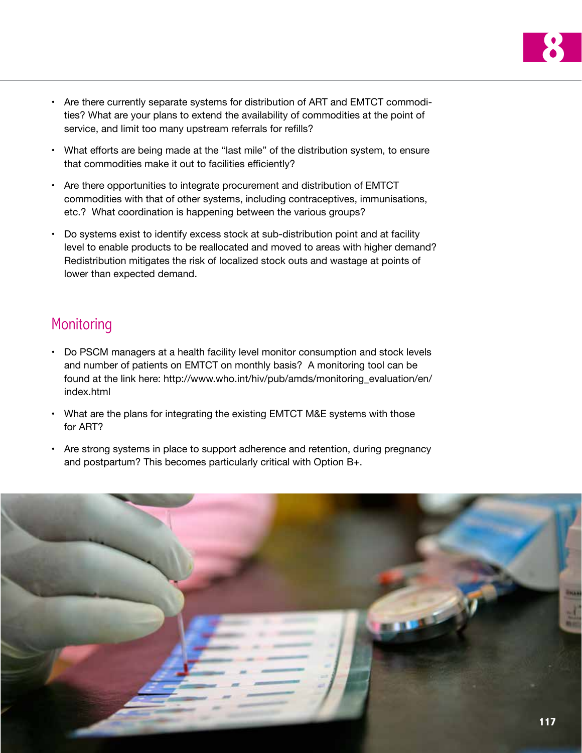- Are there currently separate systems for distribution of ART and EMTCT commodities? What are your plans to extend the availability of commodities at the point of service, and limit too many upstream referrals for refills?
- What efforts are being made at the "last mile" of the distribution system, to ensure that commodities make it out to facilities efficiently?
- Are there opportunities to integrate procurement and distribution of EMTCT commodities with that of other systems, including contraceptives, immunisations, etc.? What coordination is happening between the various groups?
- Do systems exist to identify excess stock at sub-distribution point and at facility level to enable products to be reallocated and moved to areas with higher demand? Redistribution mitigates the risk of localized stock outs and wastage at points of lower than expected demand.

## Monitoring

- Do PSCM managers at a health facility level monitor consumption and stock levels and number of patients on EMTCT on monthly basis? A monitoring tool can be found at the link here: http://www.who.int/hiv/pub/amds/monitoring_evaluation/en/index.html
- What are the plans for integrating the existing EMTCT M&E systems with those for ART?
- Are strong systems in place to support adherence and retention, during pregnancy and postpartum? This becomes particularly critical with Option B+.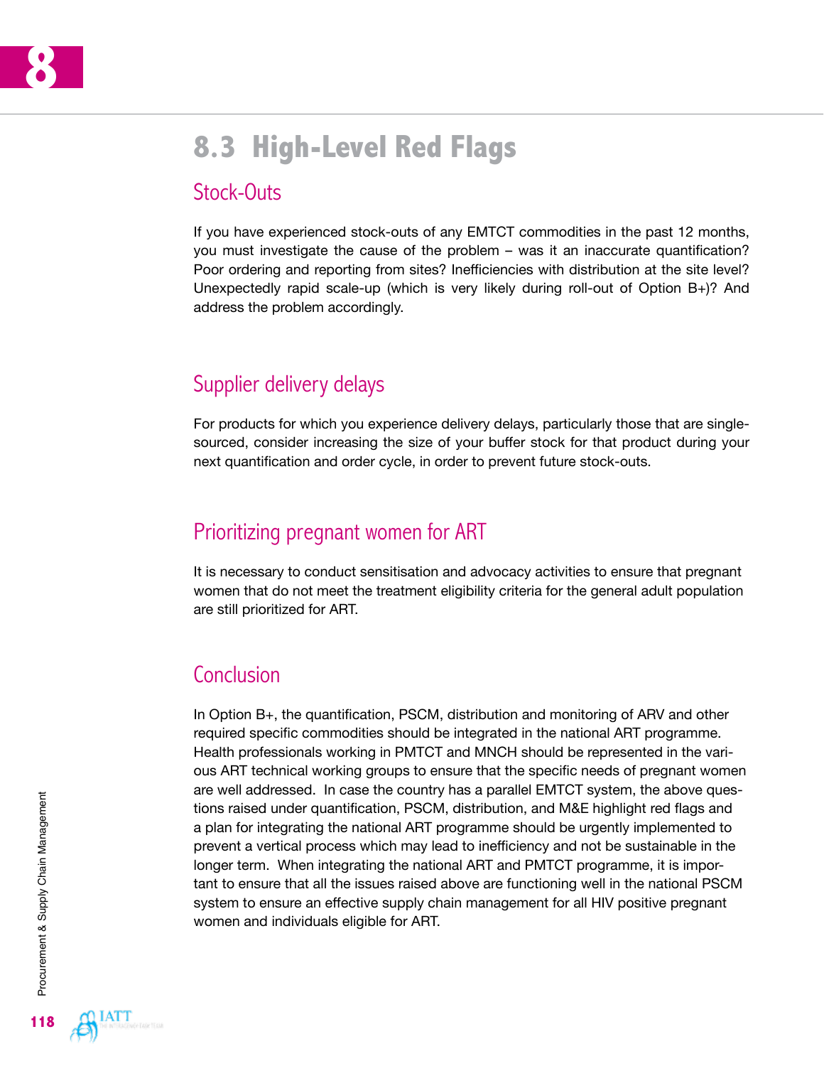## 8.3 High-Level Red Flags

### Stock-Outs

If you have experienced stock-outs of any EMTCT commodities in the past 12 months, you must investigate the cause of the problem – was it an inaccurate quantification? Poor ordering and reporting from sites? Inefficiencies with distribution at the site level? Unexpectedly rapid scale-up (which is very likely during roll-out of Option B+)? And address the problem accordingly.

### Supplier delivery delays

For products for which you experience delivery delays, particularly those that are single-sourced, consider increasing the size of your buffer stock for that product during your next quantification and order cycle, in order to prevent future stock-outs.

### Prioritizing pregnant women for ART

It is necessary to conduct sensitisation and advocacy activities to ensure that pregnant women that do not meet the treatment eligibility criteria for the general adult population are still prioritized for ART.

### Conclusion

In Option B+, the quantification, PSCM, distribution and monitoring of ARV and other required specific commodities should be integrated in the national ART programme. Health professionals working in PMTCT and MNCH should be represented in the various ART technical working groups to ensure that the specific needs of pregnant women are well addressed. In case the country has a parallel EMTCT system, the above questions raised under quantification, PSCM, distribution, and M&E highlight red flags and a plan for integrating the national ART programme should be urgently implemented to prevent a vertical process which may lead to inefficiency and not be sustainable in the longer term. When integrating the national ART and PMTCT programme, it is important to ensure that all the issues raised above are functioning well in the national PSCM system to ensure an effective supply chain management for all HIV positive pregnant women and individuals eligible for ART.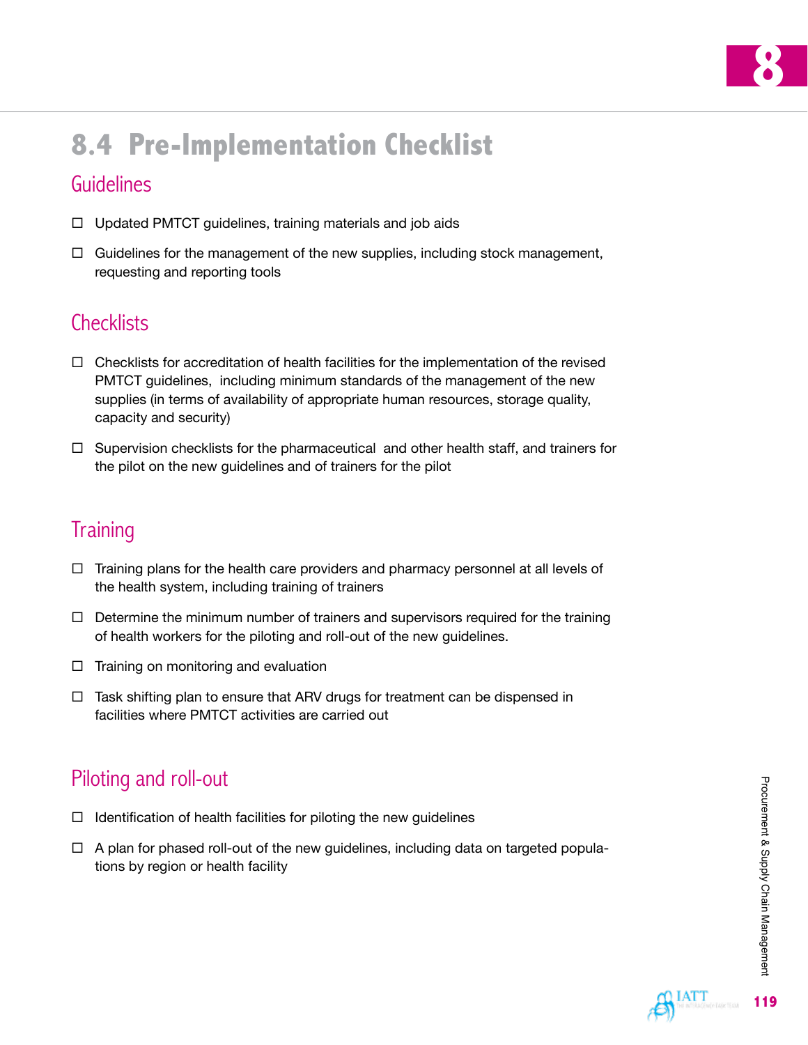## 8.4 Pre-Implementation Checklist

### Guidelines

- ☐ Updated PMTCT guidelines, training materials and job aids
- ☐ Guidelines for the management of the new supplies, including stock management, requesting and reporting tools

### Checklists

- ☐ Checklists for accreditation of health facilities for the implementation of the revised PMTCT guidelines, including minimum standards of the management of the new supplies (in terms of availability of appropriate human resources, storage quality, capacity and security)
- ☐ Supervision checklists for the pharmaceutical and other health staff, and trainers for the pilot on the new guidelines and of trainers for the pilot

### Training

- ☐ Training plans for the health care providers and pharmacy personnel at all levels of the health system, including training of trainers
- ☐ Determine the minimum number of trainers and supervisors required for the training of health workers for the piloting and roll-out of the new guidelines.
- ☐ Training on monitoring and evaluation
- ☐ Task shifting plan to ensure that ARV drugs for treatment can be dispensed in facilities where PMTCT activities are carried out

### Piloting and roll-out

- ☐ Identification of health facilities for piloting the new guidelines
- ☐ A plan for phased roll-out of the new guidelines, including data on targeted populations by region or health facility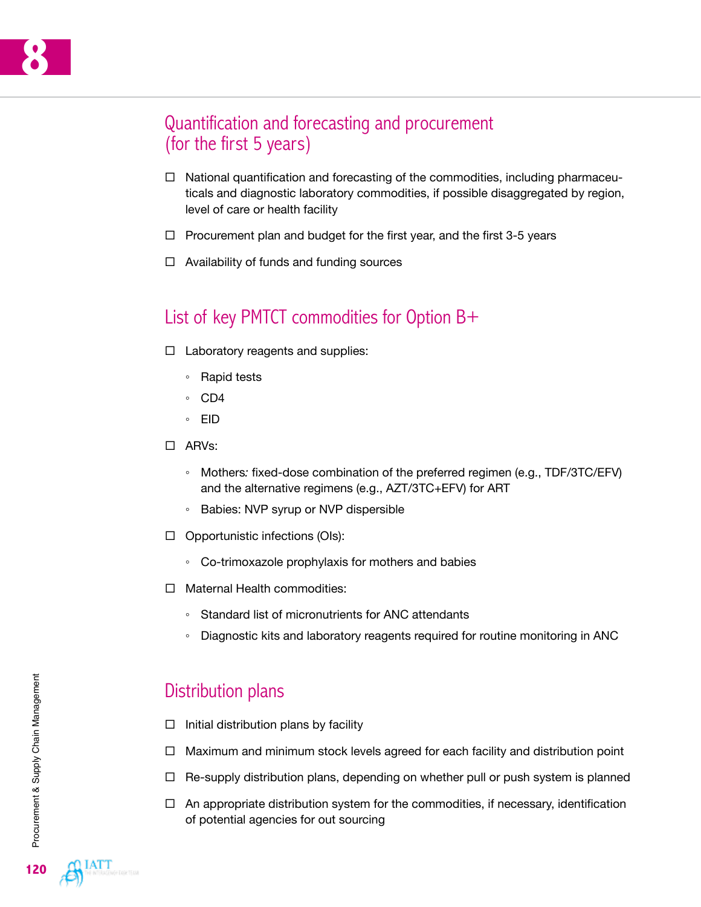## Quantification and forecasting and procurement (for the first 5 years)

- ☐ National quantification and forecasting of the commodities, including pharmaceuticals and diagnostic laboratory commodities, if possible disaggregated by region, level of care or health facility
- ☐ Procurement plan and budget for the first year, and the first 3-5 years
- ☐ Availability of funds and funding sources

## List of key PMTCT commodities for Option B+

- ☐ Laboratory reagents and supplies:
  - Rapid tests
  - CD4
  - EID
- ☐ ARVs:
  - Mothers*:* fixed-dose combination of the preferred regimen (e.g., TDF/3TC/EFV) and the alternative regimens (e.g., AZT/3TC+EFV) for ART
  - Babies: NVP syrup or NVP dispersible
- ☐ Opportunistic infections (OIs):
  - Co-trimoxazole prophylaxis for mothers and babies
- ☐ Maternal Health commodities:
  - Standard list of micronutrients for ANC attendants
  - Diagnostic kits and laboratory reagents required for routine monitoring in ANC

## Distribution plans

- ☐ Initial distribution plans by facility
- ☐ Maximum and minimum stock levels agreed for each facility and distribution point
- ☐ Re-supply distribution plans, depending on whether pull or push system is planned
- ☐ An appropriate distribution system for the commodities, if necessary, identification of potential agencies for out sourcing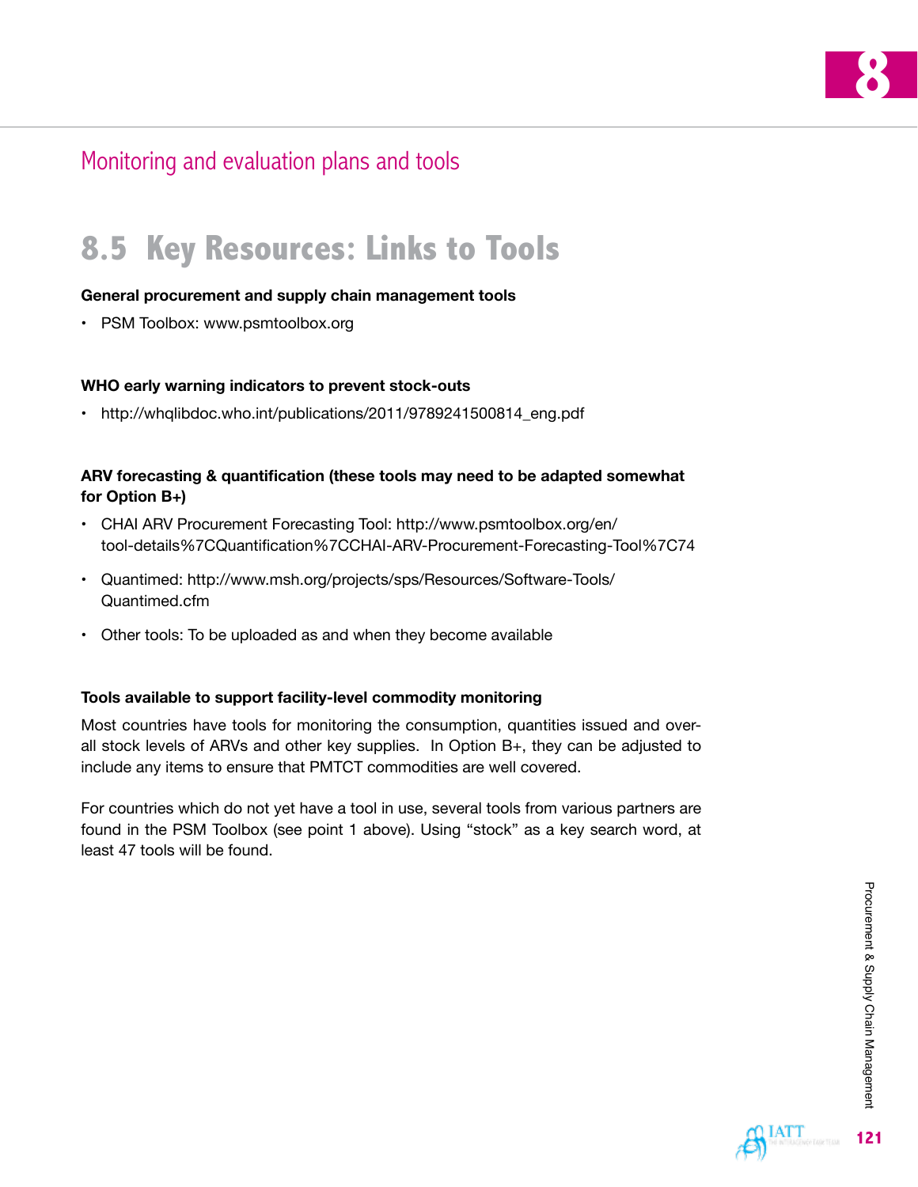# Monitoring and evaluation plans and tools

## 8.5 Key Resources: Links to Tools

**General procurement and supply chain management tools**

- PSM Toolbox: www.psmtoolbox.org

**WHO early warning indicators to prevent stock-outs**

- http://whqlibdoc.who.int/publications/2011/9789241500814_eng.pdf

**ARV forecasting & quantification (these tools may need to be adapted somewhat for Option B+)**

- CHAI ARV Procurement Forecasting Tool: http://www.psmtoolbox.org/en/tool-details%7CQuantification%7CCHAI-ARV-Procurement-Forecasting-Tool%7C74
- Quantimed: http://www.msh.org/projects/sps/Resources/Software-Tools/Quantimed.cfm
- Other tools: To be uploaded as and when they become available

**Tools available to support facility-level commodity monitoring**

Most countries have tools for monitoring the consumption, quantities issued and overall stock levels of ARVs and other key supplies. In Option B+, they can be adjusted to include any items to ensure that PMTCT commodities are well covered.

For countries which do not yet have a tool in use, several tools from various partners are found in the PSM Toolbox (see point 1 above). Using "stock" as a key search word, at least 47 tools will be found.